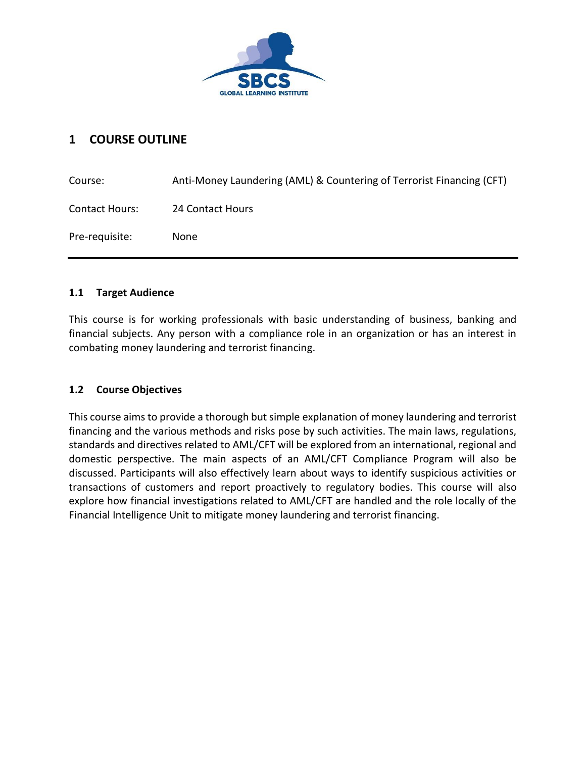# 1 COURSE OUTLINE

Course: Anti-Money Laundering (AML) & Countering of Terrorist Financing (CFT)

Contact Hours: 24 Contact Hours

Pre-requisite: None

---

## 1.1 Target Audience

This course is for working professionals with basic understanding of business, banking and financial subjects. Any person with a compliance role in an organization or has an interest in combating money laundering and terrorist financing.

## 1.2 Course Objectives

This course aims to provide a thorough but simple explanation of money laundering and terrorist financing and the various methods and risks pose by such activities. The main laws, regulations, standards and directives related to AML/CFT will be explored from an international, regional and domestic perspective. The main aspects of an AML/CFT Compliance Program will also be discussed. Participants will also effectively learn about ways to identify suspicious activities or transactions of customers and report proactively to regulatory bodies. This course will also explore how financial investigations related to AML/CFT are handled and the role locally of the Financial Intelligence Unit to mitigate money laundering and terrorist financing.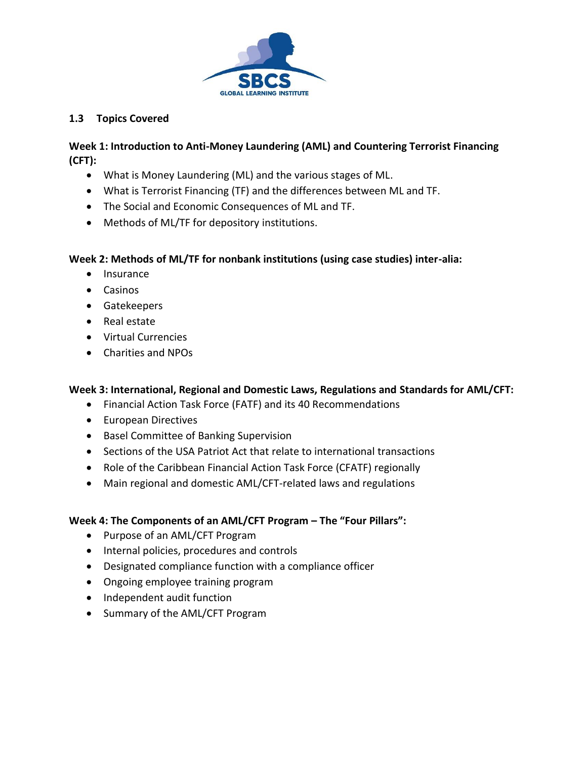### 1.3 Topics Covered

**Week 1: Introduction to Anti-Money Laundering (AML) and Countering Terrorist Financing (CFT):**

- What is Money Laundering (ML) and the various stages of ML.
- What is Terrorist Financing (TF) and the differences between ML and TF.
- The Social and Economic Consequences of ML and TF.
- Methods of ML/TF for depository institutions.

**Week 2: Methods of ML/TF for nonbank institutions (using case studies) inter-alia:**

- Insurance
- Casinos
- Gatekeepers
- Real estate
- Virtual Currencies
- Charities and NPOs

**Week 3: International, Regional and Domestic Laws, Regulations and Standards for AML/CFT:**

- Financial Action Task Force (FATF) and its 40 Recommendations
- European Directives
- Basel Committee of Banking Supervision
- Sections of the USA Patriot Act that relate to international transactions
- Role of the Caribbean Financial Action Task Force (CFATF) regionally
- Main regional and domestic AML/CFT-related laws and regulations

**Week 4: The Components of an AML/CFT Program – The "Four Pillars":**

- Purpose of an AML/CFT Program
- Internal policies, procedures and controls
- Designated compliance function with a compliance officer
- Ongoing employee training program
- Independent audit function
- Summary of the AML/CFT Program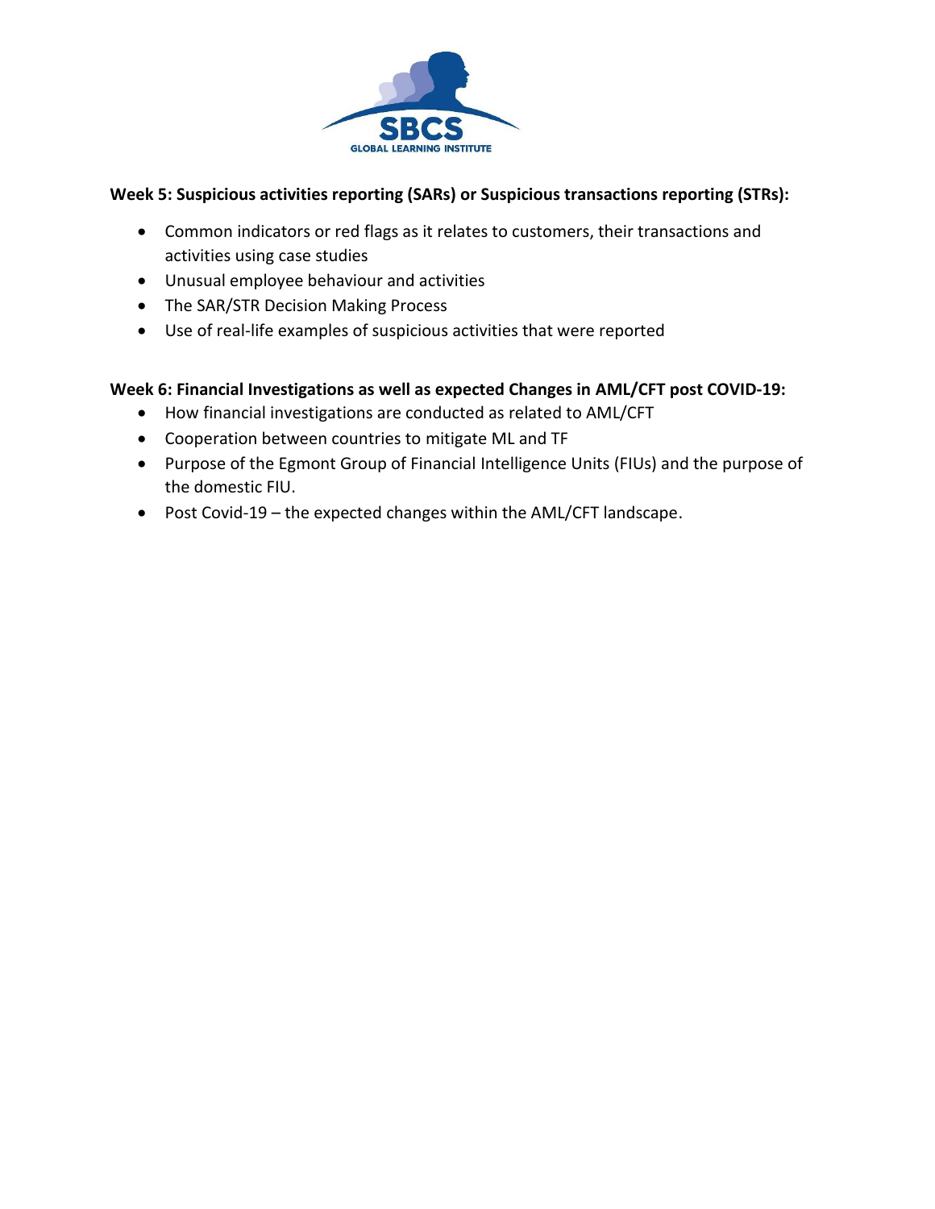**Week 5: Suspicious activities reporting (SARs) or Suspicious transactions reporting (STRs):**

- Common indicators or red flags as it relates to customers, their transactions and activities using case studies
- Unusual employee behaviour and activities
- The SAR/STR Decision Making Process
- Use of real-life examples of suspicious activities that were reported

**Week 6: Financial Investigations as well as expected Changes in AML/CFT post COVID-19:**

- How financial investigations are conducted as related to AML/CFT
- Cooperation between countries to mitigate ML and TF
- Purpose of the Egmont Group of Financial Intelligence Units (FIUs) and the purpose of the domestic FIU.
- Post Covid-19 – the expected changes within the AML/CFT landscape.